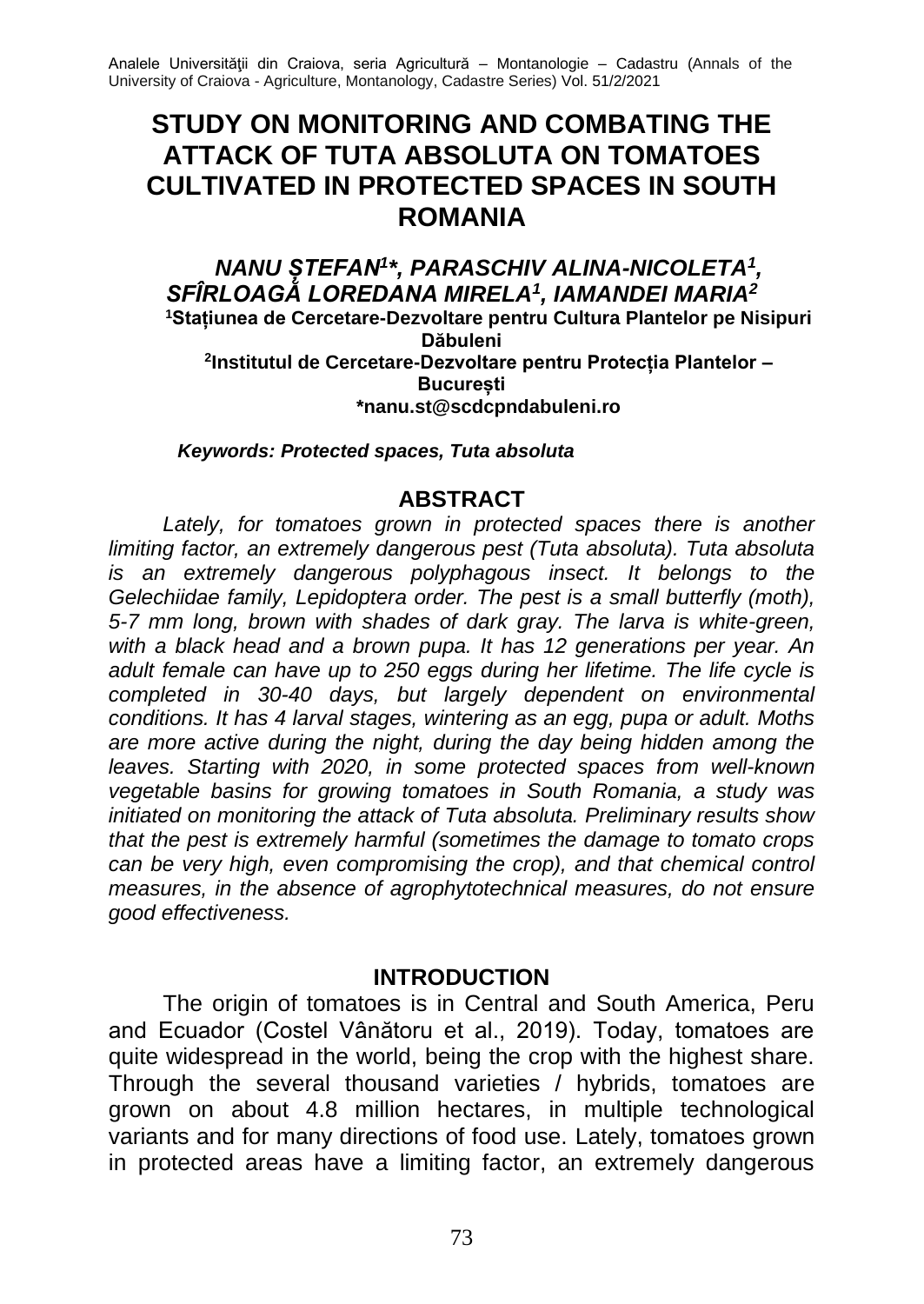# STUDY ON MONITORING AND COMBATING THE ATTACK OF TUTA ABSOLUTA ON TOMATOES CULTIVATED IN PROTECTED SPACES IN SOUTH ROMANIA

***NANU ŞTEFAN[1]*, PARASCHIV ALINA-NICOLETA[1], SFÎRLOAGĂ LOREDANA MIRELA[1], IAMANDEI MARIA[2]***

**[1]Staţiunea de Cercetare-Dezvoltare pentru Cultura Plantelor pe Nisipuri Dăbuleni**

**[2]Institutul de Cercetare-Dezvoltare pentru Protecţia Plantelor – Bucureşti**

**\*nanu.st@scdcpndabuleni.ro**

***Keywords: Protected spaces, Tuta absoluta***

## ABSTRACT

*Lately, for tomatoes grown in protected spaces there is another limiting factor, an extremely dangerous pest (Tuta absoluta). Tuta absoluta is an extremely dangerous polyphagous insect. It belongs to the Gelechiidae family, Lepidoptera order. The pest is a small butterfly (moth), 5-7 mm long, brown with shades of dark gray. The larva is white-green, with a black head and a brown pupa. It has 12 generations per year. An adult female can have up to 250 eggs during her lifetime. The life cycle is completed in 30-40 days, but largely dependent on environmental conditions. It has 4 larval stages, wintering as an egg, pupa or adult. Moths are more active during the night, during the day being hidden among the leaves. Starting with 2020, in some protected spaces from well-known vegetable basins for growing tomatoes in South Romania, a study was initiated on monitoring the attack of Tuta absoluta. Preliminary results show that the pest is extremely harmful (sometimes the damage to tomato crops can be very high, even compromising the crop), and that chemical control measures, in the absence of agrophytotechnical measures, do not ensure good effectiveness.*

## INTRODUCTION

The origin of tomatoes is in Central and South America, Peru and Ecuador (Costel Vânătoru et al., 2019). Today, tomatoes are quite widespread in the world, being the crop with the highest share. Through the several thousand varieties / hybrids, tomatoes are grown on about 4.8 million hectares, in multiple technological variants and for many directions of food use. Lately, tomatoes grown in protected areas have a limiting factor, an extremely dangerous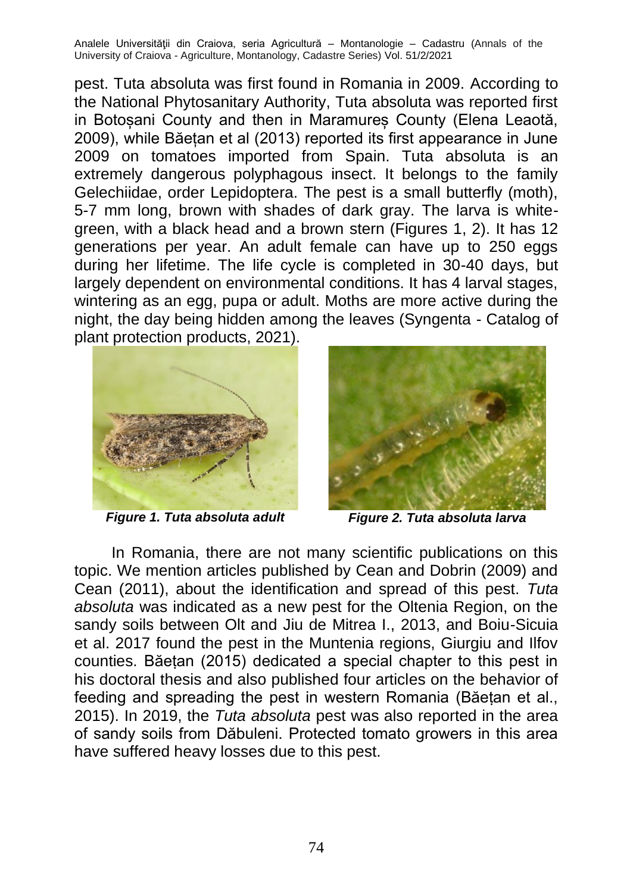pest. Tuta absoluta was first found in Romania in 2009. According to the National Phytosanitary Authority, Tuta absoluta was reported first in Botoșani County and then in Maramureș County (Elena Leaotă, 2009), while Băețan et al (2013) reported its first appearance in June 2009 on tomatoes imported from Spain. Tuta absoluta is an extremely dangerous polyphagous insect. It belongs to the family Gelechiidae, order Lepidoptera. The pest is a small butterfly (moth), 5-7 mm long, brown with shades of dark gray. The larva is white-green, with a black head and a brown stern (Figures 1, 2). It has 12 generations per year. An adult female can have up to 250 eggs during her lifetime. The life cycle is completed in 30-40 days, but largely dependent on environmental conditions. It has 4 larval stages, wintering as an egg, pupa or adult. Moths are more active during the night, the day being hidden among the leaves (Syngenta - Catalog of plant protection products, 2021).

***Figure 1. Tuta absoluta adult***

***Figure 2. Tuta absoluta larva***

In Romania, there are not many scientific publications on this topic. We mention articles published by Cean and Dobrin (2009) and Cean (2011), about the identification and spread of this pest. *Tuta absoluta* was indicated as a new pest for the Oltenia Region, on the sandy soils between Olt and Jiu de Mitrea I., 2013, and Boiu-Sicuia et al. 2017 found the pest in the Muntenia regions, Giurgiu and Ilfov counties. Băețan (2015) dedicated a special chapter to this pest in his doctoral thesis and also published four articles on the behavior of feeding and spreading the pest in western Romania (Băețan et al., 2015). In 2019, the *Tuta absoluta* pest was also reported in the area of sandy soils from Dăbuleni. Protected tomato growers in this area have suffered heavy losses due to this pest.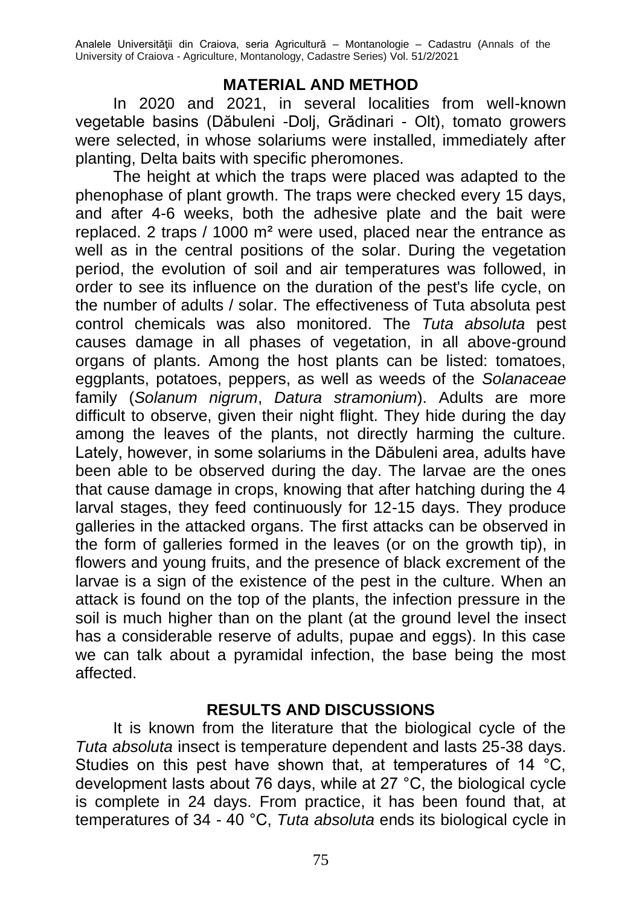## MATERIAL AND METHOD

In 2020 and 2021, in several localities from well-known vegetable basins (Dăbuleni -Dolj, Grădinari - Olt), tomato growers were selected, in whose solariums were installed, immediately after planting, Delta baits with specific pheromones.

The height at which the traps were placed was adapted to the phenophase of plant growth. The traps were checked every 15 days, and after 4-6 weeks, both the adhesive plate and the bait were replaced. 2 traps / 1000 m² were used, placed near the entrance as well as in the central positions of the solar. During the vegetation period, the evolution of soil and air temperatures was followed, in order to see its influence on the duration of the pest's life cycle, on the number of adults / solar. The effectiveness of Tuta absoluta pest control chemicals was also monitored. The *Tuta absoluta* pest causes damage in all phases of vegetation, in all above-ground organs of plants. Among the host plants can be listed: tomatoes, eggplants, potatoes, peppers, as well as weeds of the *Solanaceae* family (*Solanum nigrum*, *Datura stramonium*). Adults are more difficult to observe, given their night flight. They hide during the day among the leaves of the plants, not directly harming the culture. Lately, however, in some solariums in the Dăbuleni area, adults have been able to be observed during the day. The larvae are the ones that cause damage in crops, knowing that after hatching during the 4 larval stages, they feed continuously for 12-15 days. They produce galleries in the attacked organs. The first attacks can be observed in the form of galleries formed in the leaves (or on the growth tip), in flowers and young fruits, and the presence of black excrement of the larvae is a sign of the existence of the pest in the culture. When an attack is found on the top of the plants, the infection pressure in the soil is much higher than on the plant (at the ground level the insect has a considerable reserve of adults, pupae and eggs). In this case we can talk about a pyramidal infection, the base being the most affected.

## RESULTS AND DISCUSSIONS

It is known from the literature that the biological cycle of the *Tuta absoluta* insect is temperature dependent and lasts 25-38 days. Studies on this pest have shown that, at temperatures of 14 °C, development lasts about 76 days, while at 27 °C, the biological cycle is complete in 24 days. From practice, it has been found that, at temperatures of 34 - 40 °C, *Tuta absoluta* ends its biological cycle in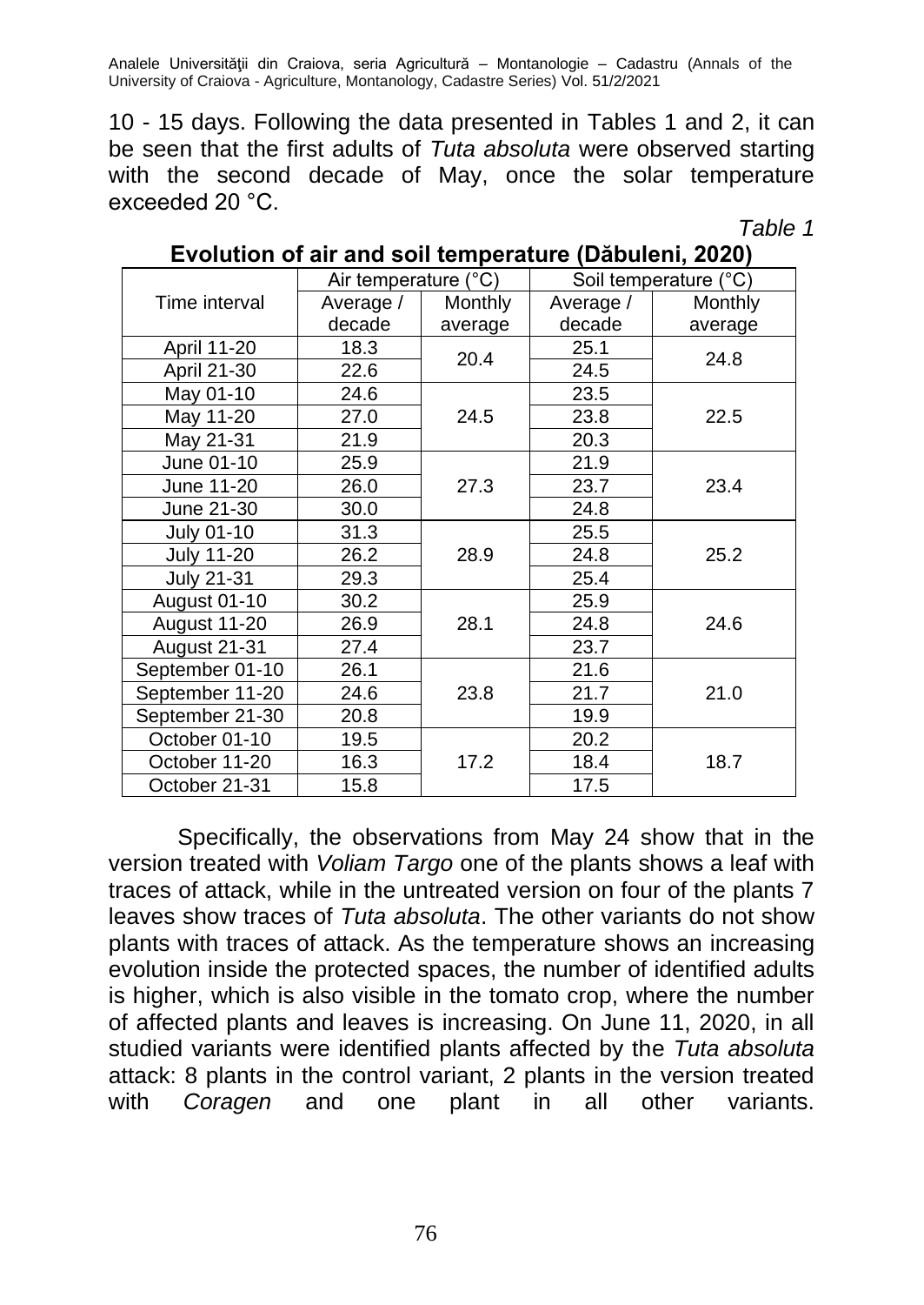10 - 15 days. Following the data presented in Tables 1 and 2, it can be seen that the first adults of *Tuta absoluta* were observed starting with the second decade of May, once the solar temperature exceeded 20 °C.

*Table 1*

**Evolution of air and soil temperature (Dăbuleni, 2020)**

| Time interval | Air temperature (°C) | | Soil temperature (°C) | |
|---|---|---|---|---|
| | Average / decade | Monthly average | Average / decade | Monthly average |
| April 11-20 | 18.3 | 20.4 | 25.1 | 24.8 |
| April 21-30 | 22.6 | | 24.5 | |
| May 01-10 | 24.6 | 24.5 | 23.5 | 22.5 |
| May 11-20 | 27.0 | | 23.8 | |
| May 21-31 | 21.9 | | 20.3 | |
| June 01-10 | 25.9 | 27.3 | 21.9 | 23.4 |
| June 11-20 | 26.0 | | 23.7 | |
| June 21-30 | 30.0 | | 24.8 | |
| July 01-10 | 31.3 | 28.9 | 25.5 | 25.2 |
| July 11-20 | 26.2 | | 24.8 | |
| July 21-31 | 29.3 | | 25.4 | |
| August 01-10 | 30.2 | 28.1 | 25.9 | 24.6 |
| August 11-20 | 26.9 | | 24.8 | |
| August 21-31 | 27.4 | | 23.7 | |
| September 01-10 | 26.1 | 23.8 | 21.6 | 21.0 |
| September 11-20 | 24.6 | | 21.7 | |
| September 21-30 | 20.8 | | 19.9 | |
| October 01-10 | 19.5 | 17.2 | 20.2 | 18.7 |
| October 11-20 | 16.3 | | 18.4 | |
| October 21-31 | 15.8 | | 17.5 | |

Specifically, the observations from May 24 show that in the version treated with *Voliam Targo* one of the plants shows a leaf with traces of attack, while in the untreated version on four of the plants 7 leaves show traces of *Tuta absoluta*. The other variants do not show plants with traces of attack. As the temperature shows an increasing evolution inside the protected spaces, the number of identified adults is higher, which is also visible in the tomato crop, where the number of affected plants and leaves is increasing. On June 11, 2020, in all studied variants were identified plants affected by the *Tuta absoluta* attack: 8 plants in the control variant, 2 plants in the version treated with *Coragen* and one plant in all other variants.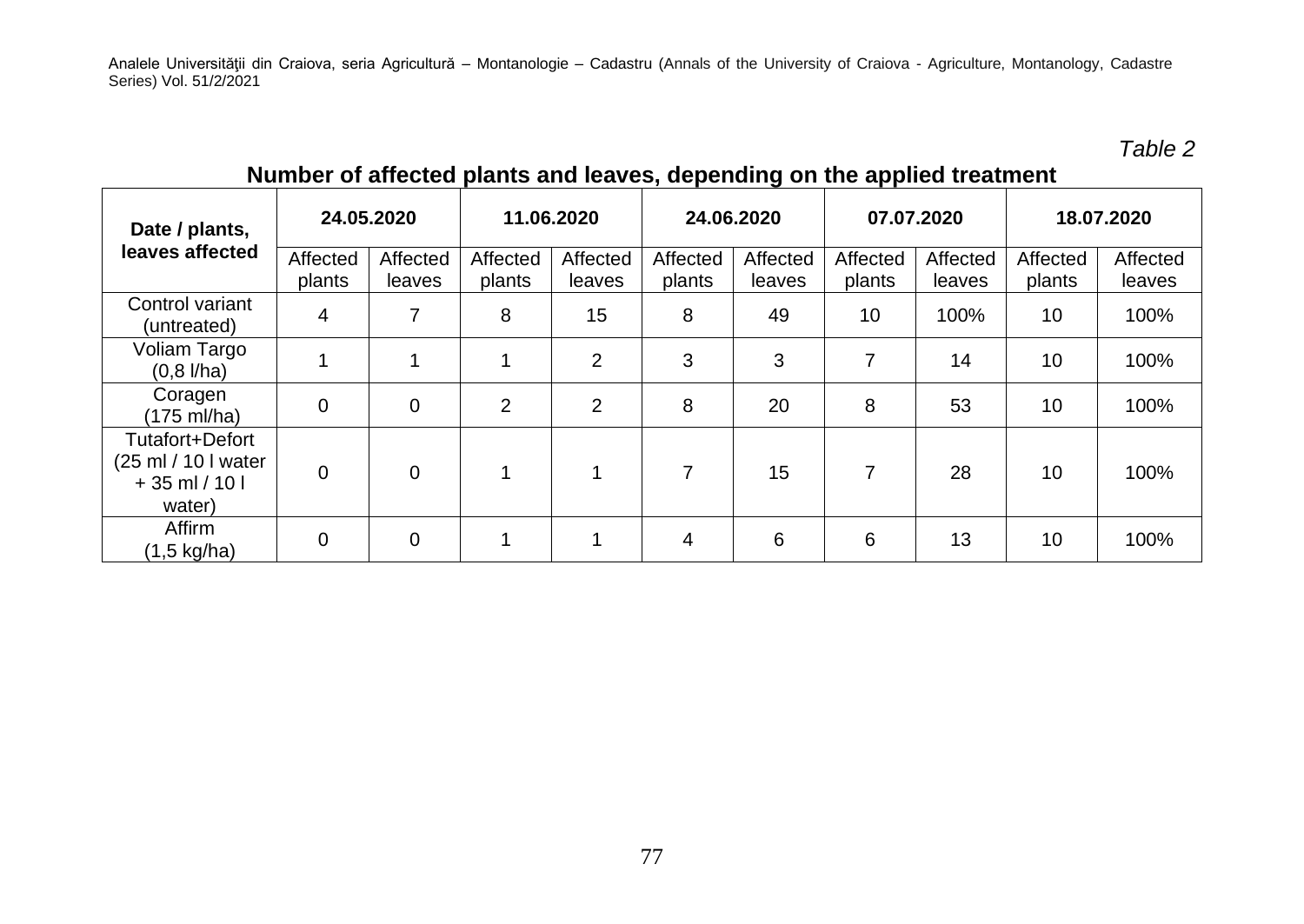*Table 2*

**Number of affected plants and leaves, depending on the applied treatment**

| Date / plants, leaves affected | 24.05.2020 | | 11.06.2020 | | 24.06.2020 | | 07.07.2020 | | 18.07.2020 | |
|---|---|---|---|---|---|---|---|---|---|---|
| | Affected plants | Affected leaves | Affected plants | Affected leaves | Affected plants | Affected leaves | Affected plants | Affected leaves | Affected plants | Affected leaves |
| Control variant (untreated) | 4 | 7 | 8 | 15 | 8 | 49 | 10 | 100% | 10 | 100% |
| Voliam Targo (0,8 l/ha) | 1 | 1 | 1 | 2 | 3 | 3 | 7 | 14 | 10 | 100% |
| Coragen (175 ml/ha) | 0 | 0 | 2 | 2 | 8 | 20 | 8 | 53 | 10 | 100% |
| Tutafort+Defort (25 ml / 10 l water + 35 ml / 10 l water) | 0 | 0 | 1 | 1 | 7 | 15 | 7 | 28 | 10 | 100% |
| Affirm (1,5 kg/ha) | 0 | 0 | 1 | 1 | 4 | 6 | 6 | 13 | 10 | 100% |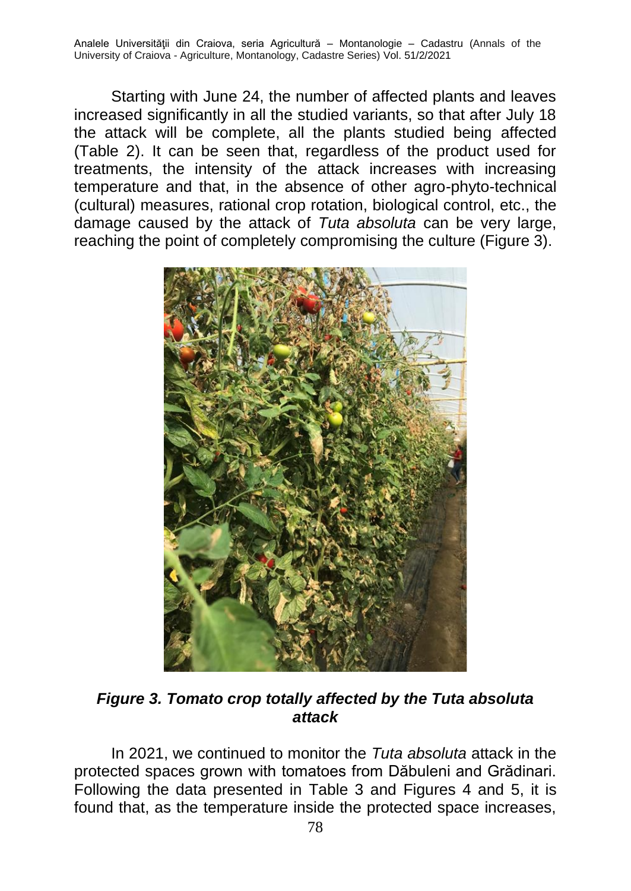Starting with June 24, the number of affected plants and leaves increased significantly in all the studied variants, so that after July 18 the attack will be complete, all the plants studied being affected (Table 2). It can be seen that, regardless of the product used for treatments, the intensity of the attack increases with increasing temperature and that, in the absence of other agro-phyto-technical (cultural) measures, rational crop rotation, biological control, etc., the damage caused by the attack of *Tuta absoluta* can be very large, reaching the point of completely compromising the culture (Figure 3).

***Figure 3. Tomato crop totally affected by the Tuta absoluta attack***

In 2021, we continued to monitor the *Tuta absoluta* attack in the protected spaces grown with tomatoes from Dăbuleni and Grădinari. Following the data presented in Table 3 and Figures 4 and 5, it is found that, as the temperature inside the protected space increases,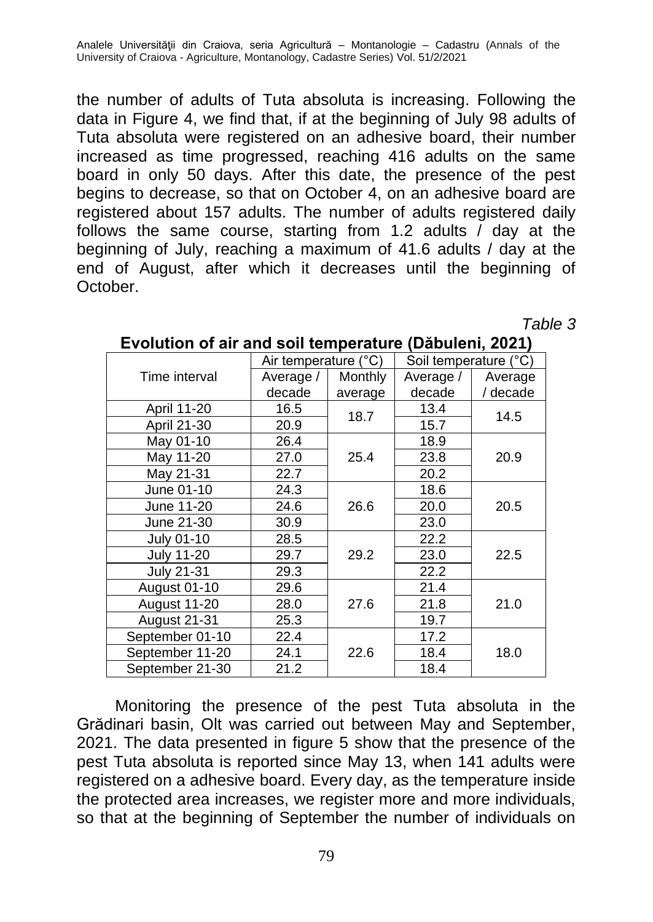the number of adults of Tuta absoluta is increasing. Following the data in Figure 4, we find that, if at the beginning of July 98 adults of Tuta absoluta were registered on an adhesive board, their number increased as time progressed, reaching 416 adults on the same board in only 50 days. After this date, the presence of the pest begins to decrease, so that on October 4, on an adhesive board are registered about 157 adults. The number of adults registered daily follows the same course, starting from 1.2 adults / day at the beginning of July, reaching a maximum of 41.6 adults / day at the end of August, after which it decreases until the beginning of October.

*Table 3*

**Evolution of air and soil temperature (Dăbuleni, 2021)**

| Time interval | Air temperature (°C) | | Soil temperature (°C) | |
|---|---|---|---|---|
| | Average / decade | Monthly average | Average / decade | Average / decade |
| April 11-20 | 16.5 | 18.7 | 13.4 | 14.5 |
| April 21-30 | 20.9 | | 15.7 | |
| May 01-10 | 26.4 | 25.4 | 18.9 | 20.9 |
| May 11-20 | 27.0 | | 23.8 | |
| May 21-31 | 22.7 | | 20.2 | |
| June 01-10 | 24.3 | 26.6 | 18.6 | 20.5 |
| June 11-20 | 24.6 | | 20.0 | |
| June 21-30 | 30.9 | | 23.0 | |
| July 01-10 | 28.5 | 29.2 | 22.2 | 22.5 |
| July 11-20 | 29.7 | | 23.0 | |
| July 21-31 | 29.3 | | 22.2 | |
| August 01-10 | 29.6 | 27.6 | 21.4 | 21.0 |
| August 11-20 | 28.0 | | 21.8 | |
| August 21-31 | 25.3 | | 19.7 | |
| September 01-10 | 22.4 | 22.6 | 17.2 | 18.0 |
| September 11-20 | 24.1 | | 18.4 | |
| September 21-30 | 21.2 | | 18.4 | |

Monitoring the presence of the pest Tuta absoluta in the Grădinari basin, Olt was carried out between May and September, 2021. The data presented in figure 5 show that the presence of the pest Tuta absoluta is reported since May 13, when 141 adults were registered on a adhesive board. Every day, as the temperature inside the protected area increases, we register more and more individuals, so that at the beginning of September the number of individuals on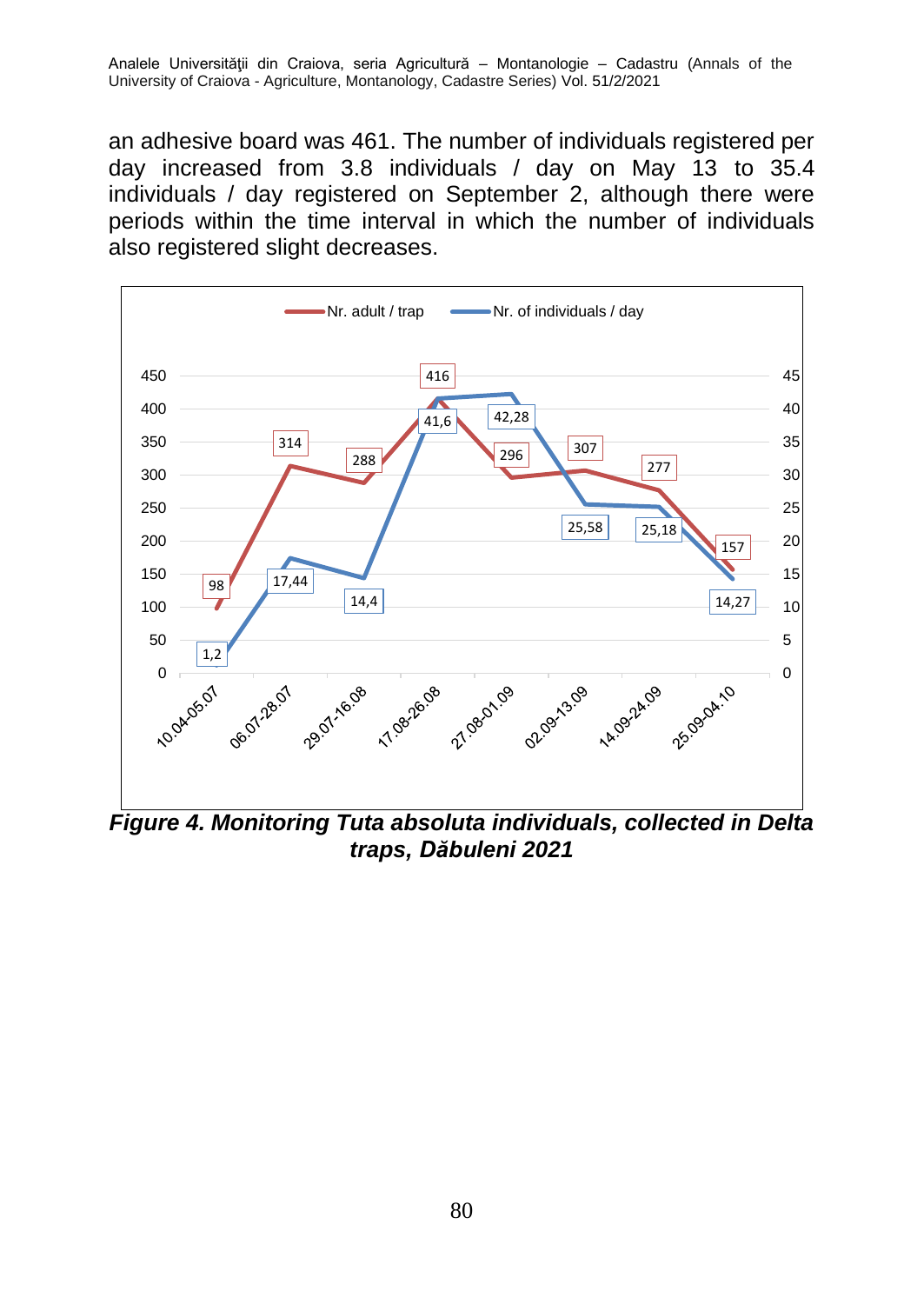an adhesive board was 461. The number of individuals registered per day increased from 3.8 individuals / day on May 13 to 35.4 individuals / day registered on September 2, although there were periods within the time interval in which the number of individuals also registered slight decreases.

***Figure 4. Monitoring Tuta absoluta individuals, collected in Delta traps, Dăbuleni 2021***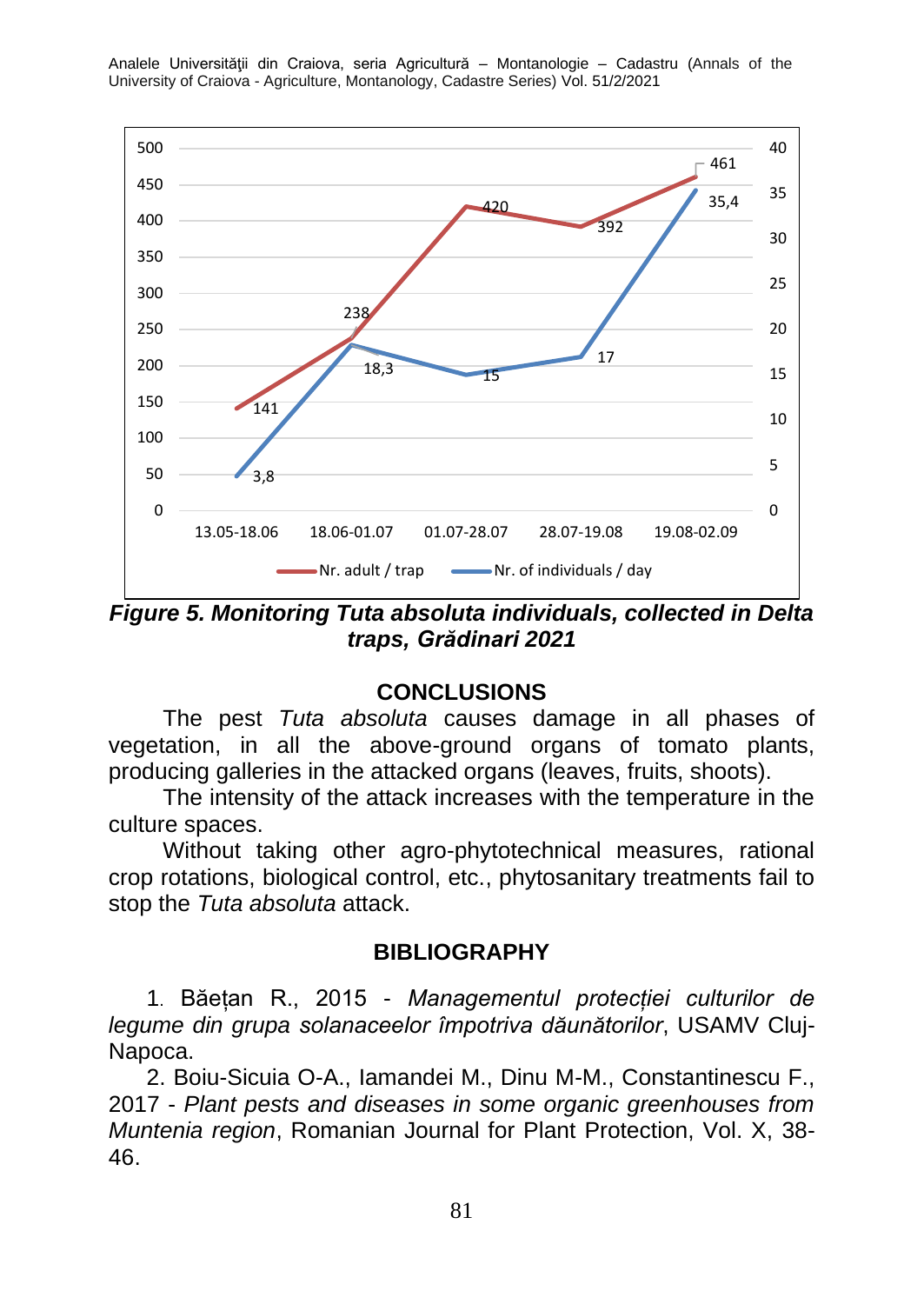Figure 5. Monitoring Tuta absoluta individuals, collected in Delta traps, Grădinari 2021

## CONCLUSIONS

The pest *Tuta absoluta* causes damage in all phases of vegetation, in all the above-ground organs of tomato plants, producing galleries in the attacked organs (leaves, fruits, shoots).

The intensity of the attack increases with the temperature in the culture spaces.

Without taking other agro-phytotechnical measures, rational crop rotations, biological control, etc., phytosanitary treatments fail to stop the *Tuta absoluta* attack.

## BIBLIOGRAPHY

1. Băețan R., 2015 - *Managementul protecției culturilor de legume din grupa solanaceelor împotriva dăunătorilor*, USAMV Cluj-Napoca.

2. Boiu-Sicuia O-A., Iamandei M., Dinu M-M., Constantinescu F., 2017 - *Plant pests and diseases in some organic greenhouses from Muntenia region*, Romanian Journal for Plant Protection, Vol. X, 38-46.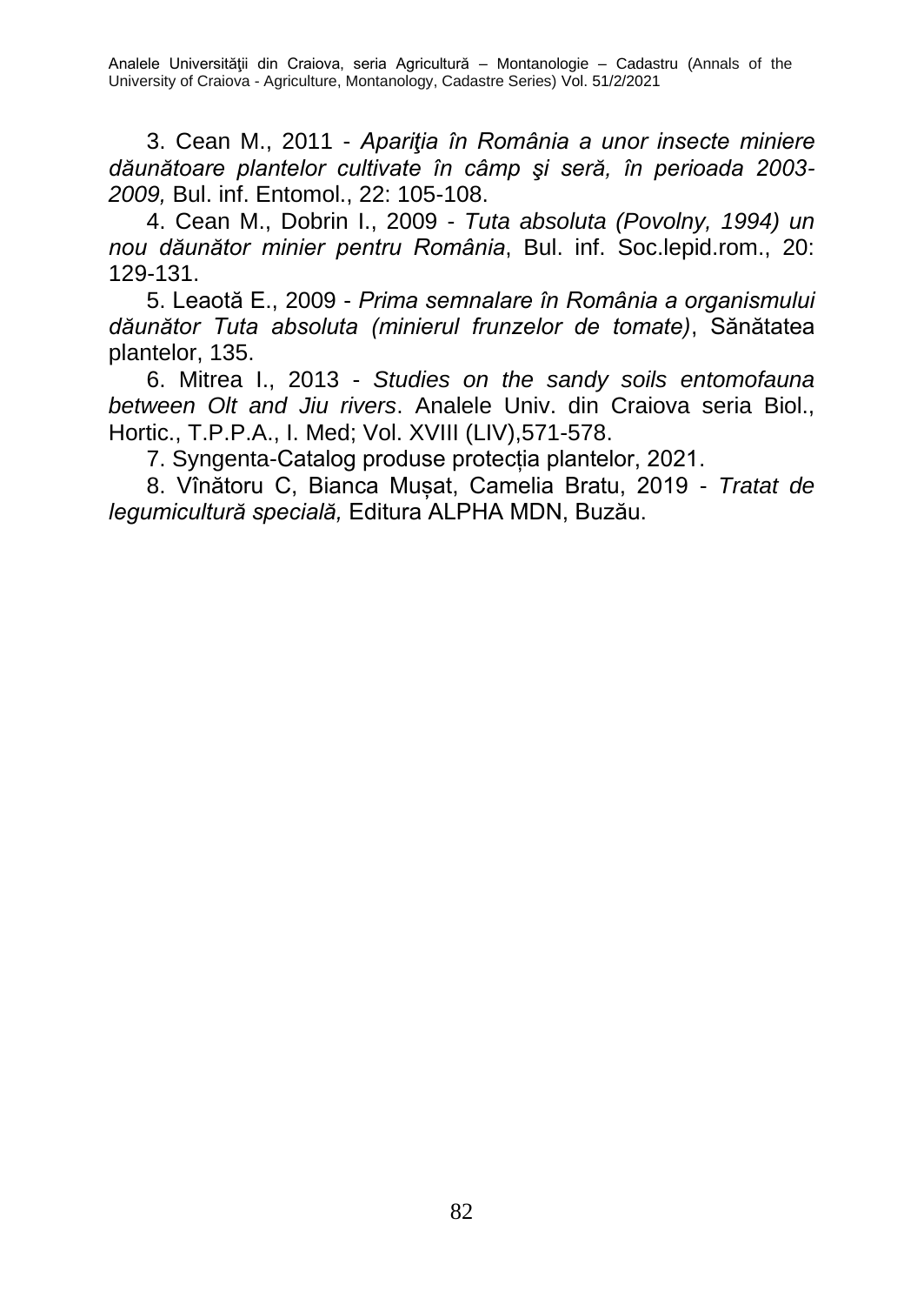3. Cean M., 2011 - *Apariţia în România a unor insecte miniere dăunătoare plantelor cultivate în câmp şi seră, în perioada 2003-2009,* Bul. inf. Entomol., 22: 105-108.

4. Cean M., Dobrin I., 2009 - *Tuta absoluta (Povolny, 1994) un nou dăunător minier pentru România*, Bul. inf. Soc.lepid.rom., 20: 129-131.

5. Leaotă E., 2009 - *Prima semnalare în România a organismului dăunător Tuta absoluta (minierul frunzelor de tomate)*, Sănătatea plantelor, 135.

6. Mitrea I., 2013 - *Studies on the sandy soils entomofauna between Olt and Jiu rivers*. Analele Univ. din Craiova seria Biol., Hortic., T.P.P.A., I. Med; Vol. XVIII (LIV),571-578.

7. Syngenta-Catalog produse protecția plantelor, 2021.

8. Vînătoru C, Bianca Mușat, Camelia Bratu, 2019 - *Tratat de legumicultură specială,* Editura ALPHA MDN, Buzău.